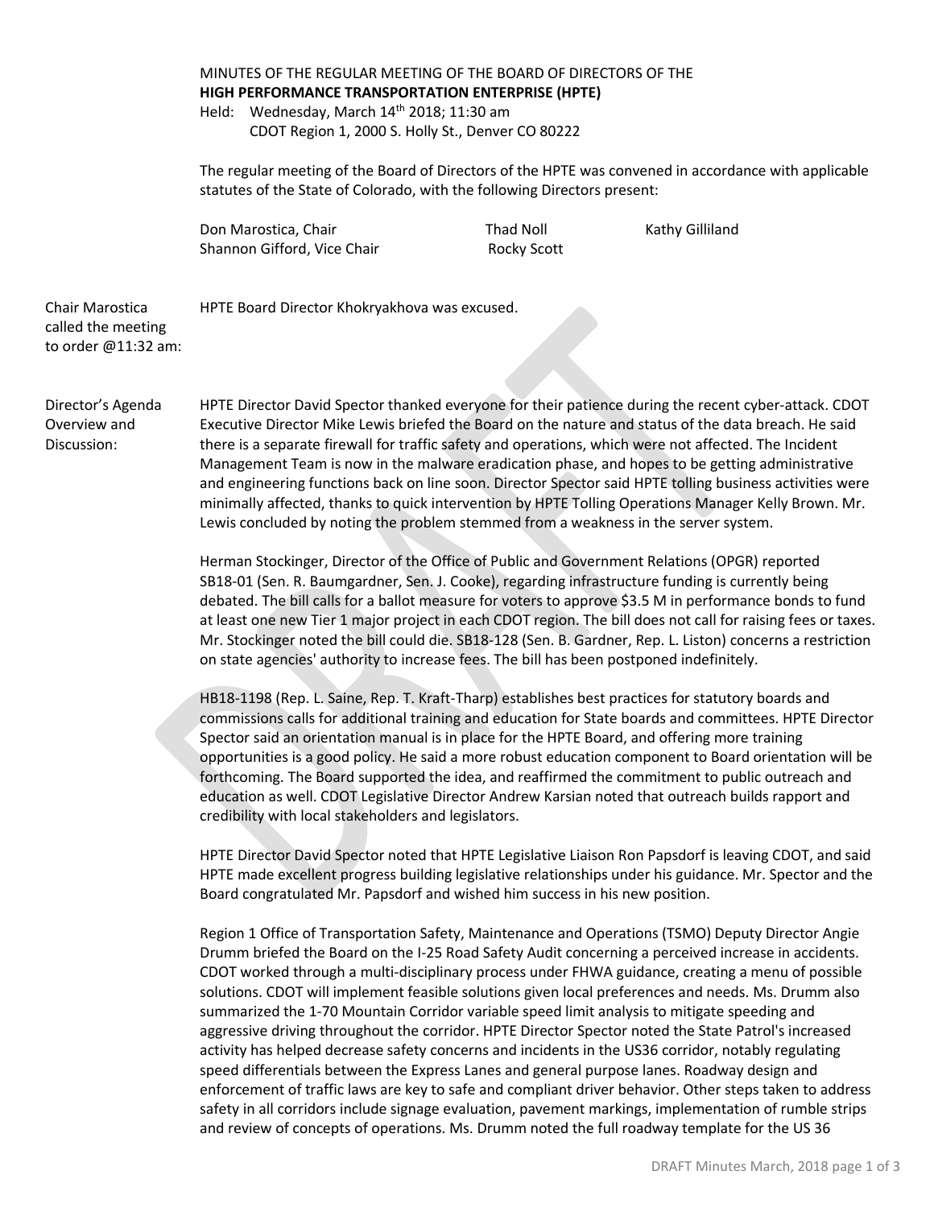MINUTES OF THE REGULAR MEETING OF THE BOARD OF DIRECTORS OF THE
**HIGH PERFORMANCE TRANSPORTATION ENTERPRISE (HPTE)**
Held: Wednesday, March 14th 2018; 11:30 am
CDOT Region 1, 2000 S. Holly St., Denver CO 80222

The regular meeting of the Board of Directors of the HPTE was convened in accordance with applicable statutes of the State of Colorado, with the following Directors present:

Don Marostica, Chair
Shannon Gifford, Vice Chair
Thad Noll
Rocky Scott
Kathy Gilliland

**Chair Marostica called the meeting to order @11:32 am:**

HPTE Board Director Khokryakhova was excused.

**Director's Agenda Overview and Discussion:**

HPTE Director David Spector thanked everyone for their patience during the recent cyber-attack. CDOT Executive Director Mike Lewis briefed the Board on the nature and status of the data breach. He said there is a separate firewall for traffic safety and operations, which were not affected. The Incident Management Team is now in the malware eradication phase, and hopes to be getting administrative and engineering functions back on line soon. Director Spector said HPTE tolling business activities were minimally affected, thanks to quick intervention by HPTE Tolling Operations Manager Kelly Brown. Mr. Lewis concluded by noting the problem stemmed from a weakness in the server system.

Herman Stockinger, Director of the Office of Public and Government Relations (OPGR) reported SB18-01 (Sen. R. Baumgardner, Sen. J. Cooke), regarding infrastructure funding is currently being debated. The bill calls for a ballot measure for voters to approve $3.5 M in performance bonds to fund at least one new Tier 1 major project in each CDOT region. The bill does not call for raising fees or taxes. Mr. Stockinger noted the bill could die. SB18-128 (Sen. B. Gardner, Rep. L. Liston) concerns a restriction on state agencies' authority to increase fees. The bill has been postponed indefinitely.

HB18-1198 (Rep. L. Saine, Rep. T. Kraft-Tharp) establishes best practices for statutory boards and commissions calls for additional training and education for State boards and committees. HPTE Director Spector said an orientation manual is in place for the HPTE Board, and offering more training opportunities is a good policy. He said a more robust education component to Board orientation will be forthcoming. The Board supported the idea, and reaffirmed the commitment to public outreach and education as well. CDOT Legislative Director Andrew Karsian noted that outreach builds rapport and credibility with local stakeholders and legislators.

HPTE Director David Spector noted that HPTE Legislative Liaison Ron Papsdorf is leaving CDOT, and said HPTE made excellent progress building legislative relationships under his guidance. Mr. Spector and the Board congratulated Mr. Papsdorf and wished him success in his new position.

Region 1 Office of Transportation Safety, Maintenance and Operations (TSMO) Deputy Director Angie Drumm briefed the Board on the I-25 Road Safety Audit concerning a perceived increase in accidents. CDOT worked through a multi-disciplinary process under FHWA guidance, creating a menu of possible solutions. CDOT will implement feasible solutions given local preferences and needs. Ms. Drumm also summarized the 1-70 Mountain Corridor variable speed limit analysis to mitigate speeding and aggressive driving throughout the corridor. HPTE Director Spector noted the State Patrol's increased activity has helped decrease safety concerns and incidents in the US36 corridor, notably regulating speed differentials between the Express Lanes and general purpose lanes. Roadway design and enforcement of traffic laws are key to safe and compliant driver behavior. Other steps taken to address safety in all corridors include signage evaluation, pavement markings, implementation of rumble strips and review of concepts of operations. Ms. Drumm noted the full roadway template for the US 36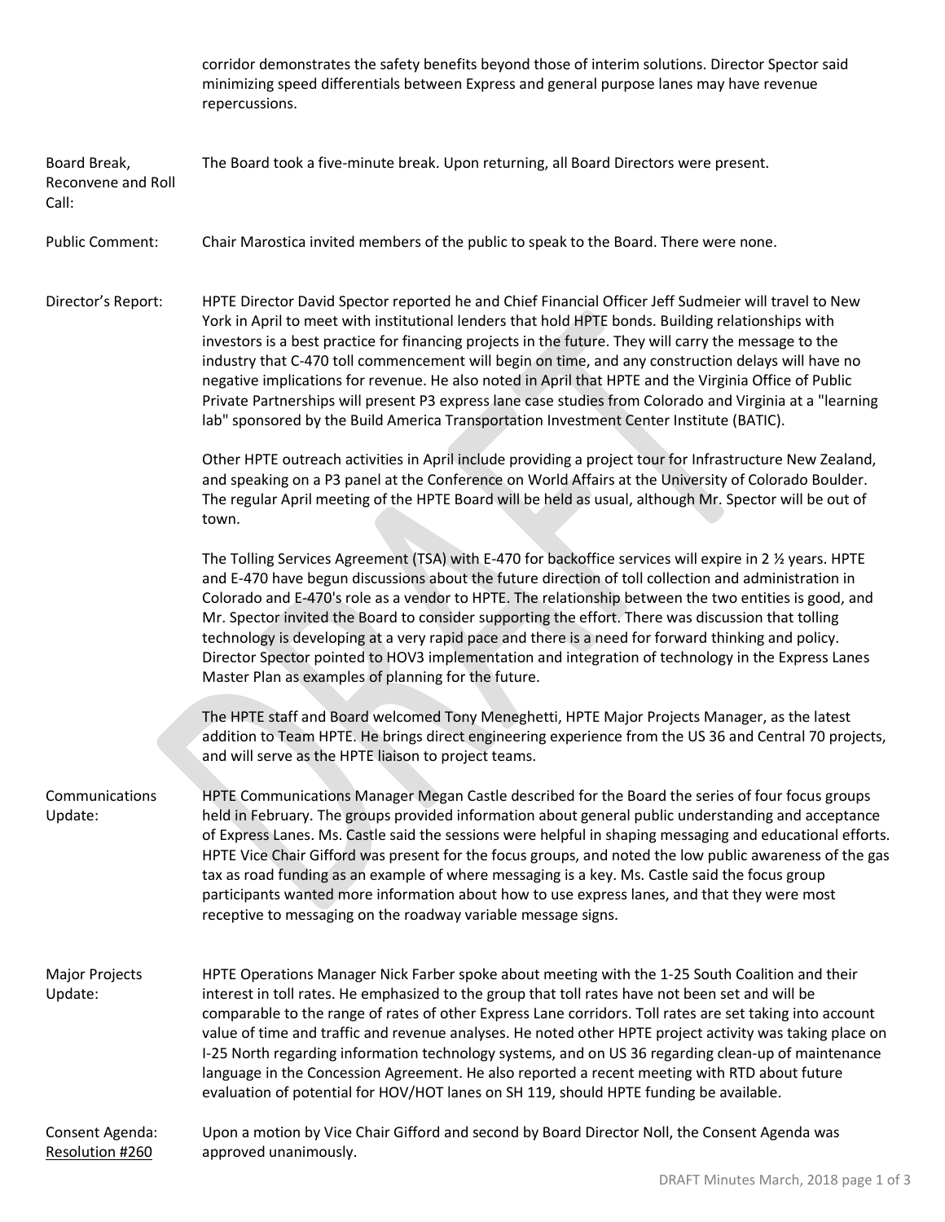corridor demonstrates the safety benefits beyond those of interim solutions. Director Spector said minimizing speed differentials between Express and general purpose lanes may have revenue repercussions.

**Board Break, Reconvene and Roll Call:** The Board took a five-minute break. Upon returning, all Board Directors were present.

**Public Comment:** Chair Marostica invited members of the public to speak to the Board. There were none.

**Director's Report:** HPTE Director David Spector reported he and Chief Financial Officer Jeff Sudmeier will travel to New York in April to meet with institutional lenders that hold HPTE bonds. Building relationships with investors is a best practice for financing projects in the future. They will carry the message to the industry that C-470 toll commencement will begin on time, and any construction delays will have no negative implications for revenue. He also noted in April that HPTE and the Virginia Office of Public Private Partnerships will present P3 express lane case studies from Colorado and Virginia at a "learning lab" sponsored by the Build America Transportation Investment Center Institute (BATIC).

Other HPTE outreach activities in April include providing a project tour for Infrastructure New Zealand, and speaking on a P3 panel at the Conference on World Affairs at the University of Colorado Boulder. The regular April meeting of the HPTE Board will be held as usual, although Mr. Spector will be out of town.

The Tolling Services Agreement (TSA) with E-470 for backoffice services will expire in 2 ½ years. HPTE and E-470 have begun discussions about the future direction of toll collection and administration in Colorado and E-470's role as a vendor to HPTE. The relationship between the two entities is good, and Mr. Spector invited the Board to consider supporting the effort. There was discussion that tolling technology is developing at a very rapid pace and there is a need for forward thinking and policy. Director Spector pointed to HOV3 implementation and integration of technology in the Express Lanes Master Plan as examples of planning for the future.

The HPTE staff and Board welcomed Tony Meneghetti, HPTE Major Projects Manager, as the latest addition to Team HPTE. He brings direct engineering experience from the US 36 and Central 70 projects, and will serve as the HPTE liaison to project teams.

**Communications Update:** HPTE Communications Manager Megan Castle described for the Board the series of four focus groups held in February. The groups provided information about general public understanding and acceptance of Express Lanes. Ms. Castle said the sessions were helpful in shaping messaging and educational efforts. HPTE Vice Chair Gifford was present for the focus groups, and noted the low public awareness of the gas tax as road funding as an example of where messaging is a key. Ms. Castle said the focus group participants wanted more information about how to use express lanes, and that they were most receptive to messaging on the roadway variable message signs.

**Major Projects Update:** HPTE Operations Manager Nick Farber spoke about meeting with the 1-25 South Coalition and their interest in toll rates. He emphasized to the group that toll rates have not been set and will be comparable to the range of rates of other Express Lane corridors. Toll rates are set taking into account value of time and traffic and revenue analyses. He noted other HPTE project activity was taking place on I-25 North regarding information technology systems, and on US 36 regarding clean-up of maintenance language in the Concession Agreement. He also reported a recent meeting with RTD about future evaluation of potential for HOV/HOT lanes on SH 119, should HPTE funding be available.

**Consent Agenda: Resolution #260** Upon a motion by Vice Chair Gifford and second by Board Director Noll, the Consent Agenda was approved unanimously.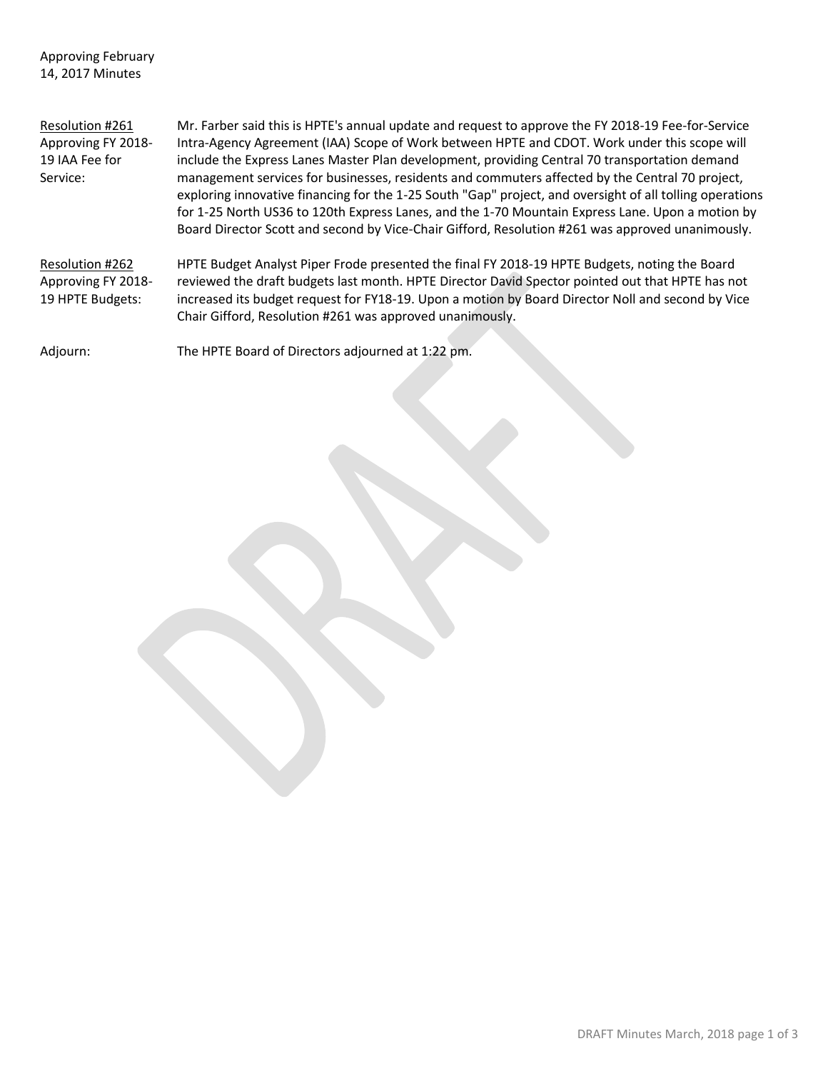Approving February 14, 2017 Minutes

| | |
|---|---|
| Resolution #261 Approving FY 2018-19 IAA Fee for Service: | Mr. Farber said this is HPTE's annual update and request to approve the FY 2018-19 Fee-for-Service Intra-Agency Agreement (IAA) Scope of Work between HPTE and CDOT. Work under this scope will include the Express Lanes Master Plan development, providing Central 70 transportation demand management services for businesses, residents and commuters affected by the Central 70 project, exploring innovative financing for the 1-25 South "Gap" project, and oversight of all tolling operations for 1-25 North US36 to 120th Express Lanes, and the 1-70 Mountain Express Lane. Upon a motion by Board Director Scott and second by Vice-Chair Gifford, Resolution #261 was approved unanimously. |
| Resolution #262 Approving FY 2018-19 HPTE Budgets: | HPTE Budget Analyst Piper Frode presented the final FY 2018-19 HPTE Budgets, noting the Board reviewed the draft budgets last month. HPTE Director David Spector pointed out that HPTE has not increased its budget request for FY18-19. Upon a motion by Board Director Noll and second by Vice Chair Gifford, Resolution #261 was approved unanimously. |
| Adjourn: | The HPTE Board of Directors adjourned at 1:22 pm. |